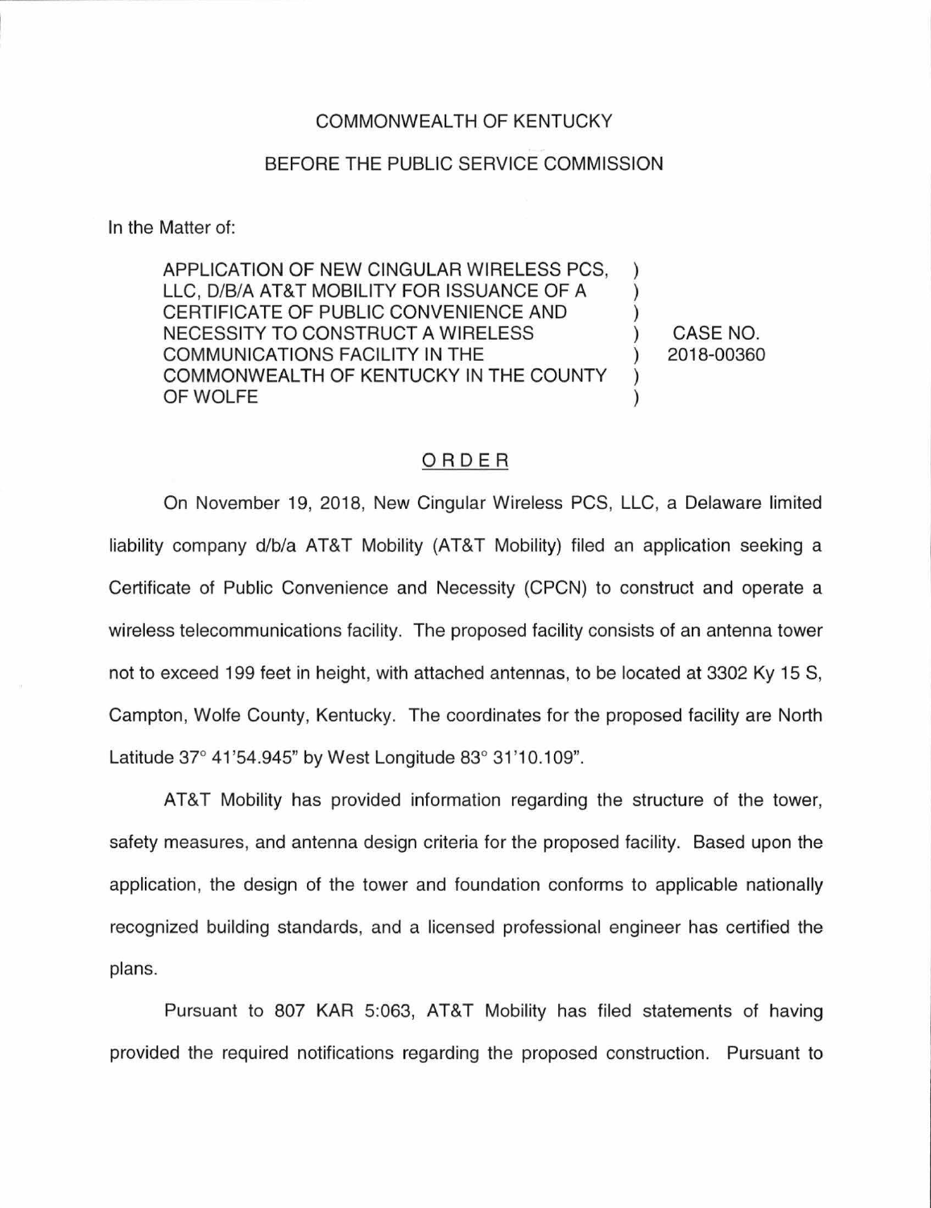COMMONWEALTH OF KENTUCKY

BEFORE THE PUBLIC SERVICE COMMISSION

In the Matter of:

| | | |
|---|---|---|
| APPLICATION OF NEW CINGULAR WIRELESS PCS, LLC, D/B/A AT&T MOBILITY FOR ISSUANCE OF A CERTIFICATE OF PUBLIC CONVENIENCE AND NECESSITY TO CONSTRUCT A WIRELESS COMMUNICATIONS FACILITY IN THE COMMONWEALTH OF KENTUCKY IN THE COUNTY OF WOLFE | ) | CASE NO. 2018-00360 |

# ORDER

On November 19, 2018, New Cingular Wireless PCS, LLC, a Delaware limited liability company d/b/a AT&T Mobility (AT&T Mobility) filed an application seeking a Certificate of Public Convenience and Necessity (CPCN) to construct and operate a wireless telecommunications facility. The proposed facility consists of an antenna tower not to exceed 199 feet in height, with attached antennas, to be located at 3302 Ky 15 S, Campton, Wolfe County, Kentucky. The coordinates for the proposed facility are North Latitude 37° 41'54.945" by West Longitude 83° 31'10.109".

AT&T Mobility has provided information regarding the structure of the tower, safety measures, and antenna design criteria for the proposed facility. Based upon the application, the design of the tower and foundation conforms to applicable nationally recognized building standards, and a licensed professional engineer has certified the plans.

Pursuant to 807 KAR 5:063, AT&T Mobility has filed statements of having provided the required notifications regarding the proposed construction. Pursuant to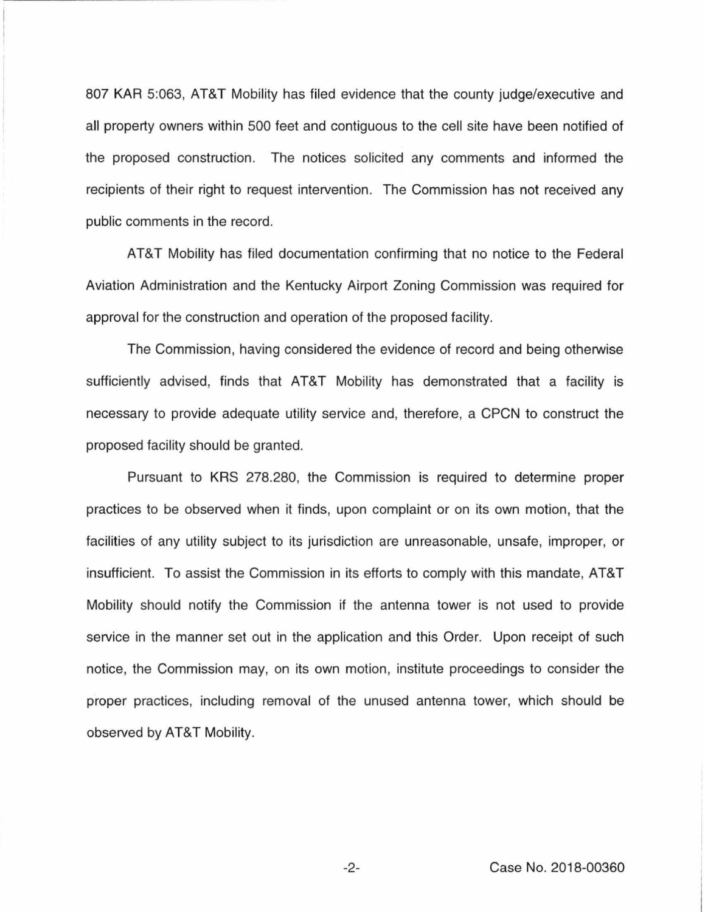807 KAR 5:063, AT&T Mobility has filed evidence that the county judge/executive and all property owners within 500 feet and contiguous to the cell site have been notified of the proposed construction. The notices solicited any comments and informed the recipients of their right to request intervention. The Commission has not received any public comments in the record.

AT&T Mobility has filed documentation confirming that no notice to the Federal Aviation Administration and the Kentucky Airport Zoning Commission was required for approval for the construction and operation of the proposed facility.

The Commission, having considered the evidence of record and being otherwise sufficiently advised, finds that AT&T Mobility has demonstrated that a facility is necessary to provide adequate utility service and, therefore, a CPCN to construct the proposed facility should be granted.

Pursuant to KRS 278.280, the Commission is required to determine proper practices to be observed when it finds, upon complaint or on its own motion, that the facilities of any utility subject to its jurisdiction are unreasonable, unsafe, improper, or insufficient. To assist the Commission in its efforts to comply with this mandate, AT&T Mobility should notify the Commission if the antenna tower is not used to provide service in the manner set out in the application and this Order. Upon receipt of such notice, the Commission may, on its own motion, institute proceedings to consider the proper practices, including removal of the unused antenna tower, which should be observed by AT&T Mobility.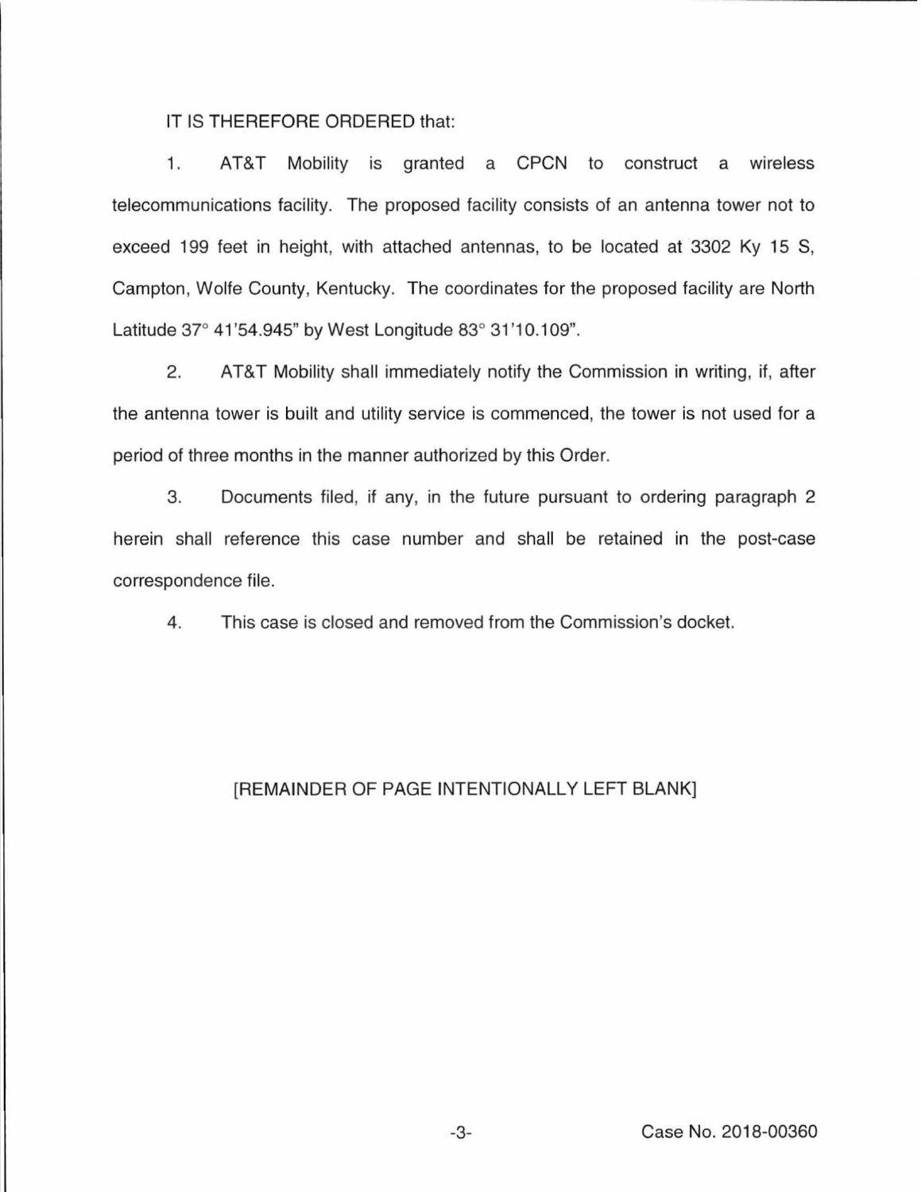IT IS THEREFORE ORDERED that:

1. AT&T Mobility is granted a CPCN to construct a wireless telecommunications facility. The proposed facility consists of an antenna tower not to exceed 199 feet in height, with attached antennas, to be located at 3302 Ky 15 S, Campton, Wolfe County, Kentucky. The coordinates for the proposed facility are North Latitude 37° 41'54.945" by West Longitude 83° 31'10.109".

2. AT&T Mobility shall immediately notify the Commission in writing, if, after the antenna tower is built and utility service is commenced, the tower is not used for a period of three months in the manner authorized by this Order.

3. Documents filed, if any, in the future pursuant to ordering paragraph 2 herein shall reference this case number and shall be retained in the post-case correspondence file.

4. This case is closed and removed from the Commission's docket.

[REMAINDER OF PAGE INTENTIONALLY LEFT BLANK]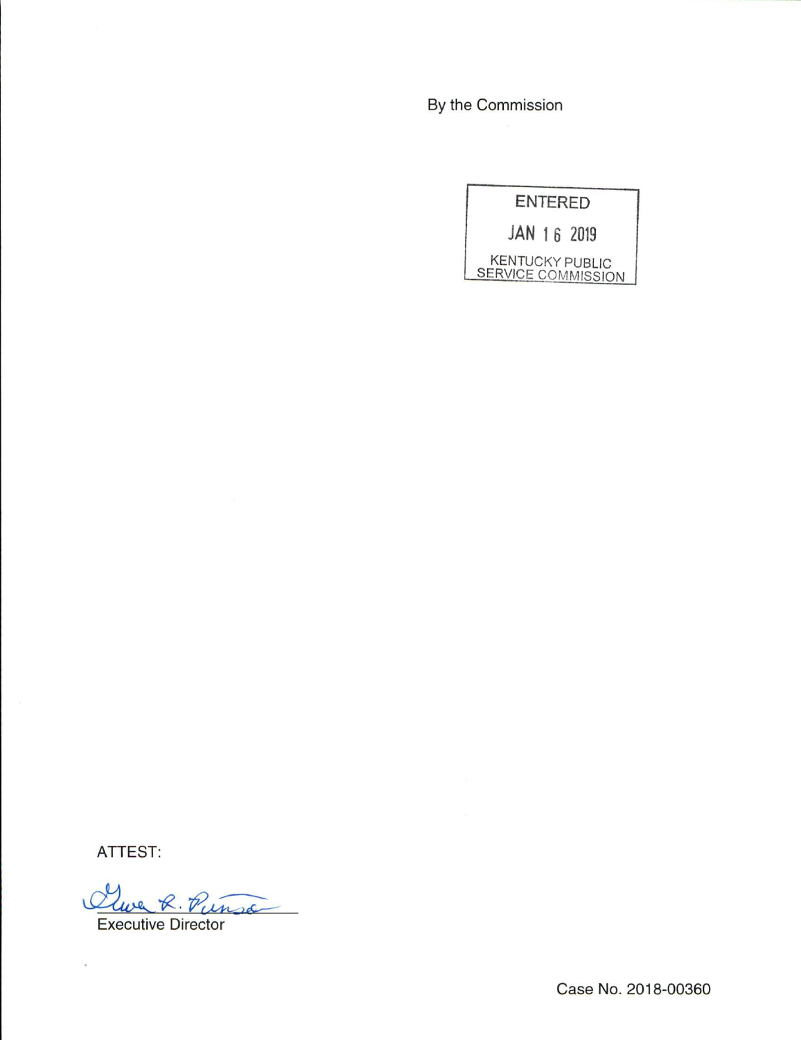By the Commission

ENTERED

JAN 16 2019

KENTUCKY PUBLIC SERVICE COMMISSION

ATTEST:

Executive Director

Case No. 2018-00360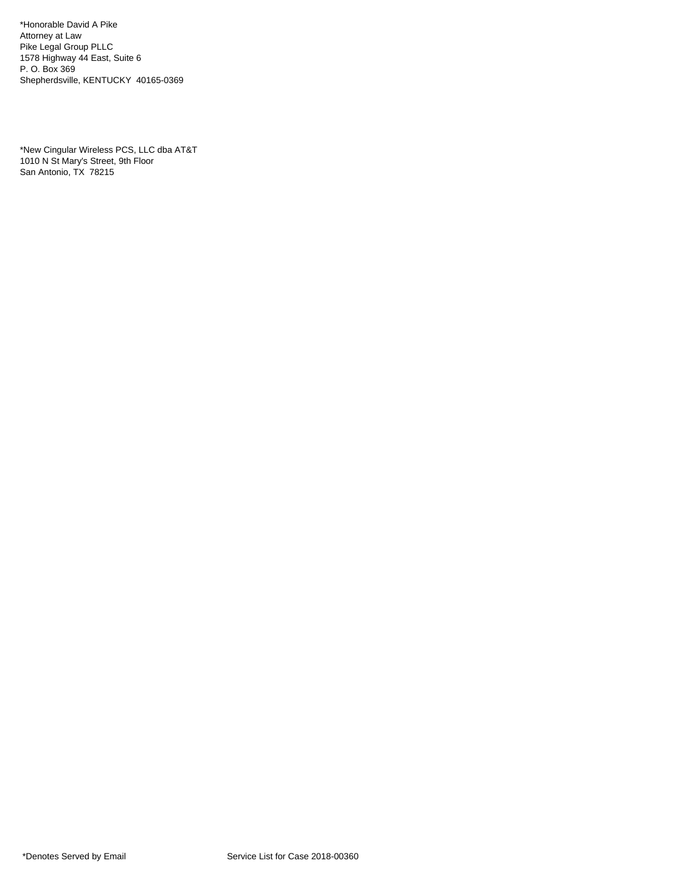*Honorable David A Pike
Attorney at Law
Pike Legal Group PLLC
1578 Highway 44 East, Suite 6
P. O. Box 369
Shepherdsville, KENTUCKY 40165-0369

*New Cingular Wireless PCS, LLC dba AT&T
1010 N St Mary's Street, 9th Floor
San Antonio, TX 78215

*Denotes Served by Email

Service List for Case 2018-00360